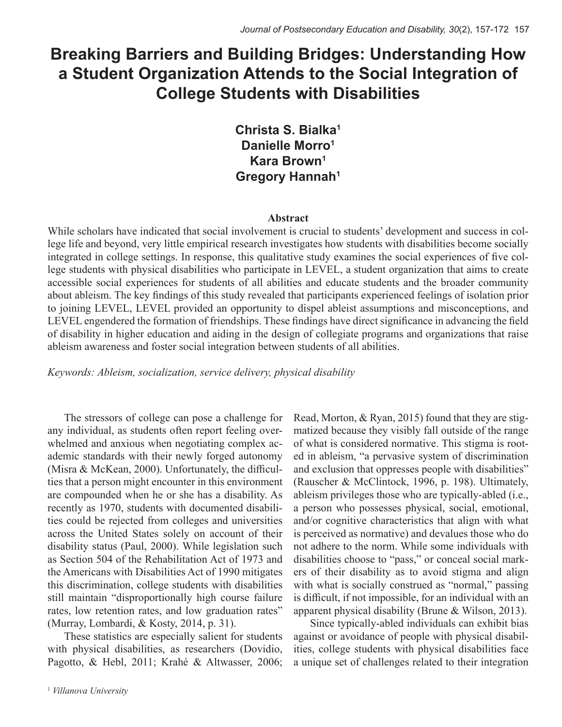# Breaking Barriers and Building Bridges: Understanding How a Student Organization Attends to the Social Integration of College Students with Disabilities

**Christa S. Bialka[1]**
**Danielle Morro[1]**
**Kara Brown[1]**
**Gregory Hannah[1]**

## Abstract

While scholars have indicated that social involvement is crucial to students' development and success in college life and beyond, very little empirical research investigates how students with disabilities become socially integrated in college settings. In response, this qualitative study examines the social experiences of five college students with physical disabilities who participate in LEVEL, a student organization that aims to create accessible social experiences for students of all abilities and educate students and the broader community about ableism. The key findings of this study revealed that participants experienced feelings of isolation prior to joining LEVEL, LEVEL provided an opportunity to dispel ableist assumptions and misconceptions, and LEVEL engendered the formation of friendships. These findings have direct significance in advancing the field of disability in higher education and aiding in the design of collegiate programs and organizations that raise ableism awareness and foster social integration between students of all abilities.

*Keywords: Ableism, socialization, service delivery, physical disability*

The stressors of college can pose a challenge for any individual, as students often report feeling overwhelmed and anxious when negotiating complex academic standards with their newly forged autonomy (Misra & McKean, 2000). Unfortunately, the difficulties that a person might encounter in this environment are compounded when he or she has a disability. As recently as 1970, students with documented disabilities could be rejected from colleges and universities across the United States solely on account of their disability status (Paul, 2000). While legislation such as Section 504 of the Rehabilitation Act of 1973 and the Americans with Disabilities Act of 1990 mitigates this discrimination, college students with disabilities still maintain "disproportionally high course failure rates, low retention rates, and low graduation rates" (Murray, Lombardi, & Kosty, 2014, p. 31).

These statistics are especially salient for students with physical disabilities, as researchers (Dovidio, Pagotto, & Hebl, 2011; Krahé & Altwasser, 2006; Read, Morton, & Ryan, 2015) found that they are stigmatized because they visibly fall outside of the range of what is considered normative. This stigma is rooted in ableism, "a pervasive system of discrimination and exclusion that oppresses people with disabilities" (Rauscher & McClintock, 1996, p. 198). Ultimately, ableism privileges those who are typically-abled (i.e., a person who possesses physical, social, emotional, and/or cognitive characteristics that align with what is perceived as normative) and devalues those who do not adhere to the norm. While some individuals with disabilities choose to "pass," or conceal social markers of their disability as to avoid stigma and align with what is socially construed as "normal," passing is difficult, if not impossible, for an individual with an apparent physical disability (Brune & Wilson, 2013).

Since typically-abled individuals can exhibit bias against or avoidance of people with physical disabilities, college students with physical disabilities face a unique set of challenges related to their integration

[1] *Villanova University*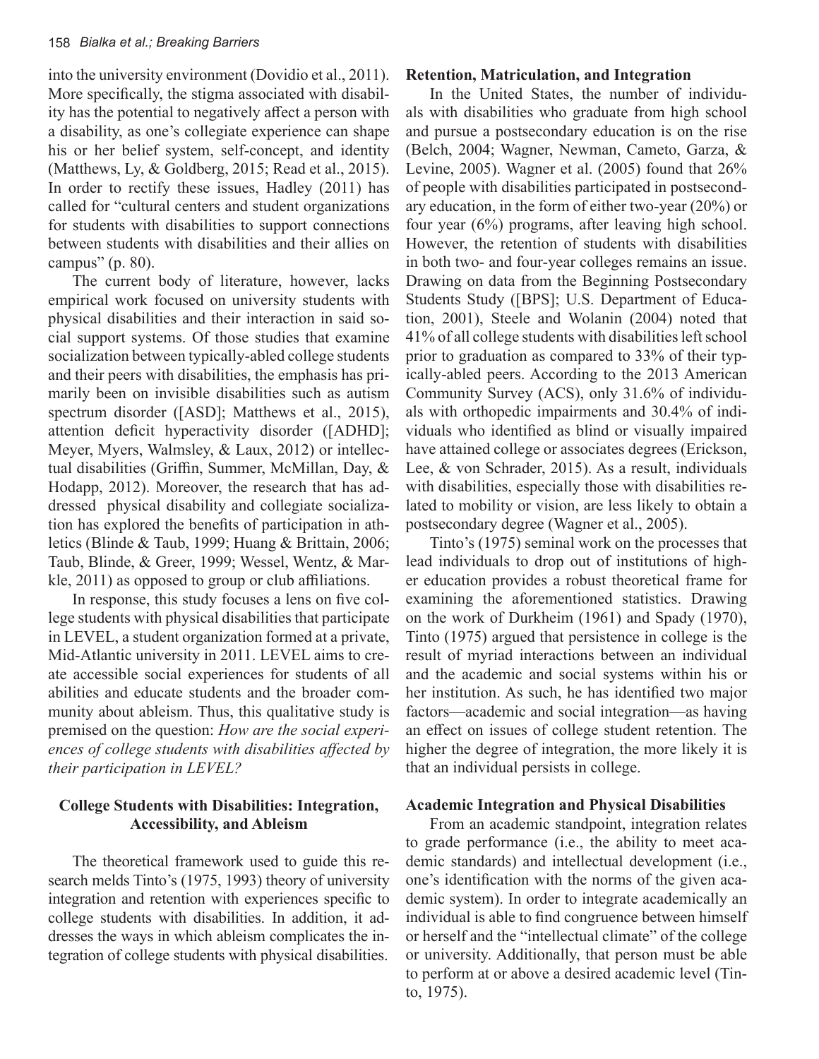into the university environment (Dovidio et al., 2011). More specifically, the stigma associated with disability has the potential to negatively affect a person with a disability, as one's collegiate experience can shape his or her belief system, self-concept, and identity (Matthews, Ly, & Goldberg, 2015; Read et al., 2015). In order to rectify these issues, Hadley (2011) has called for "cultural centers and student organizations for students with disabilities to support connections between students with disabilities and their allies on campus" (p. 80).

The current body of literature, however, lacks empirical work focused on university students with physical disabilities and their interaction in said social support systems. Of those studies that examine socialization between typically-abled college students and their peers with disabilities, the emphasis has primarily been on invisible disabilities such as autism spectrum disorder ([ASD]; Matthews et al., 2015), attention deficit hyperactivity disorder ([ADHD]; Meyer, Myers, Walmsley, & Laux, 2012) or intellectual disabilities (Griffin, Summer, McMillan, Day, & Hodapp, 2012). Moreover, the research that has addressed physical disability and collegiate socialization has explored the benefits of participation in athletics (Blinde & Taub, 1999; Huang & Brittain, 2006; Taub, Blinde, & Greer, 1999; Wessel, Wentz, & Markle, 2011) as opposed to group or club affiliations.

In response, this study focuses a lens on five college students with physical disabilities that participate in LEVEL, a student organization formed at a private, Mid-Atlantic university in 2011. LEVEL aims to create accessible social experiences for students of all abilities and educate students and the broader community about ableism. Thus, this qualitative study is premised on the question: *How are the social experiences of college students with disabilities affected by their participation in LEVEL?*

## College Students with Disabilities: Integration, Accessibility, and Ableism

The theoretical framework used to guide this research melds Tinto's (1975, 1993) theory of university integration and retention with experiences specific to college students with disabilities. In addition, it addresses the ways in which ableism complicates the integration of college students with physical disabilities.

### Retention, Matriculation, and Integration

In the United States, the number of individuals with disabilities who graduate from high school and pursue a postsecondary education is on the rise (Belch, 2004; Wagner, Newman, Cameto, Garza, & Levine, 2005). Wagner et al. (2005) found that 26% of people with disabilities participated in postsecondary education, in the form of either two-year (20%) or four year (6%) programs, after leaving high school. However, the retention of students with disabilities in both two- and four-year colleges remains an issue. Drawing on data from the Beginning Postsecondary Students Study ([BPS]; U.S. Department of Education, 2001), Steele and Wolanin (2004) noted that 41% of all college students with disabilities left school prior to graduation as compared to 33% of their typically-abled peers. According to the 2013 American Community Survey (ACS), only 31.6% of individuals with orthopedic impairments and 30.4% of individuals who identified as blind or visually impaired have attained college or associates degrees (Erickson, Lee, & von Schrader, 2015). As a result, individuals with disabilities, especially those with disabilities related to mobility or vision, are less likely to obtain a postsecondary degree (Wagner et al., 2005).

Tinto's (1975) seminal work on the processes that lead individuals to drop out of institutions of higher education provides a robust theoretical frame for examining the aforementioned statistics. Drawing on the work of Durkheim (1961) and Spady (1970), Tinto (1975) argued that persistence in college is the result of myriad interactions between an individual and the academic and social systems within his or her institution. As such, he has identified two major factors—academic and social integration—as having an effect on issues of college student retention. The higher the degree of integration, the more likely it is that an individual persists in college.

### Academic Integration and Physical Disabilities

From an academic standpoint, integration relates to grade performance (i.e., the ability to meet academic standards) and intellectual development (i.e., one's identification with the norms of the given academic system). In order to integrate academically an individual is able to find congruence between himself or herself and the "intellectual climate" of the college or university. Additionally, that person must be able to perform at or above a desired academic level (Tinto, 1975).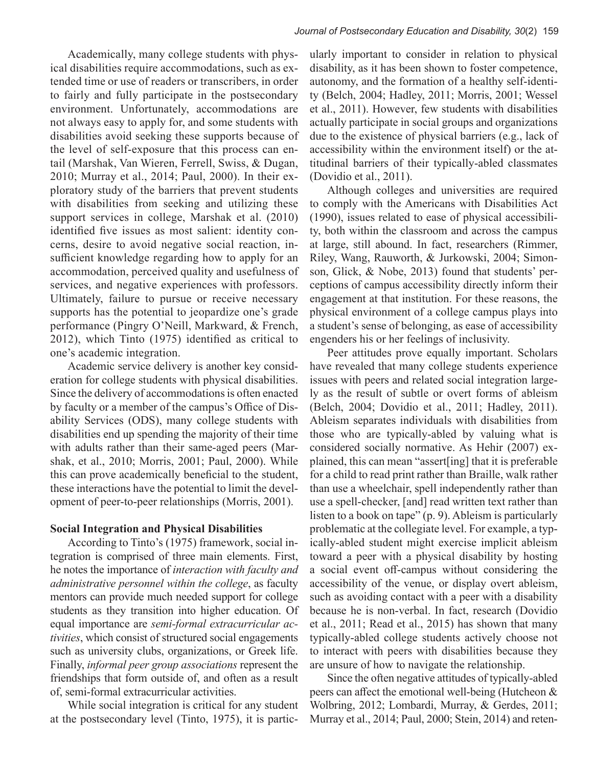Academically, many college students with physical disabilities require accommodations, such as extended time or use of readers or transcribers, in order to fairly and fully participate in the postsecondary environment. Unfortunately, accommodations are not always easy to apply for, and some students with disabilities avoid seeking these supports because of the level of self-exposure that this process can entail (Marshak, Van Wieren, Ferrell, Swiss, & Dugan, 2010; Murray et al., 2014; Paul, 2000). In their exploratory study of the barriers that prevent students with disabilities from seeking and utilizing these support services in college, Marshak et al. (2010) identified five issues as most salient: identity concerns, desire to avoid negative social reaction, insufficient knowledge regarding how to apply for an accommodation, perceived quality and usefulness of services, and negative experiences with professors. Ultimately, failure to pursue or receive necessary supports has the potential to jeopardize one's grade performance (Pingry O'Neill, Markward, & French, 2012), which Tinto (1975) identified as critical to one's academic integration.

Academic service delivery is another key consideration for college students with physical disabilities. Since the delivery of accommodations is often enacted by faculty or a member of the campus's Office of Disability Services (ODS), many college students with disabilities end up spending the majority of their time with adults rather than their same-aged peers (Marshak, et al., 2010; Morris, 2001; Paul, 2000). While this can prove academically beneficial to the student, these interactions have the potential to limit the development of peer-to-peer relationships (Morris, 2001).

**Social Integration and Physical Disabilities**

According to Tinto's (1975) framework, social integration is comprised of three main elements. First, he notes the importance of *interaction with faculty and administrative personnel within the college*, as faculty mentors can provide much needed support for college students as they transition into higher education. Of equal importance are *semi-formal extracurricular activities*, which consist of structured social engagements such as university clubs, organizations, or Greek life. Finally, *informal peer group associations* represent the friendships that form outside of, and often as a result of, semi-formal extracurricular activities.

While social integration is critical for any student at the postsecondary level (Tinto, 1975), it is particularly important to consider in relation to physical disability, as it has been shown to foster competence, autonomy, and the formation of a healthy self-identity (Belch, 2004; Hadley, 2011; Morris, 2001; Wessel et al., 2011). However, few students with disabilities actually participate in social groups and organizations due to the existence of physical barriers (e.g., lack of accessibility within the environment itself) or the attitudinal barriers of their typically-abled classmates (Dovidio et al., 2011).

Although colleges and universities are required to comply with the Americans with Disabilities Act (1990), issues related to ease of physical accessibility, both within the classroom and across the campus at large, still abound. In fact, researchers (Rimmer, Riley, Wang, Rauworth, & Jurkowski, 2004; Simonson, Glick, & Nobe, 2013) found that students' perceptions of campus accessibility directly inform their engagement at that institution. For these reasons, the physical environment of a college campus plays into a student's sense of belonging, as ease of accessibility engenders his or her feelings of inclusivity.

Peer attitudes prove equally important. Scholars have revealed that many college students experience issues with peers and related social integration largely as the result of subtle or overt forms of ableism (Belch, 2004; Dovidio et al., 2011; Hadley, 2011). Ableism separates individuals with disabilities from those who are typically-abled by valuing what is considered socially normative. As Hehir (2007) explained, this can mean "assert[ing] that it is preferable for a child to read print rather than Braille, walk rather than use a wheelchair, spell independently rather than use a spell-checker, [and] read written text rather than listen to a book on tape" (p. 9). Ableism is particularly problematic at the collegiate level. For example, a typically-abled student might exercise implicit ableism toward a peer with a physical disability by hosting a social event off-campus without considering the accessibility of the venue, or display overt ableism, such as avoiding contact with a peer with a disability because he is non-verbal. In fact, research (Dovidio et al., 2011; Read et al., 2015) has shown that many typically-abled college students actively choose not to interact with peers with disabilities because they are unsure of how to navigate the relationship.

Since the often negative attitudes of typically-abled peers can affect the emotional well-being (Hutcheon & Wolbring, 2012; Lombardi, Murray, & Gerdes, 2011; Murray et al., 2014; Paul, 2000; Stein, 2014) and reten-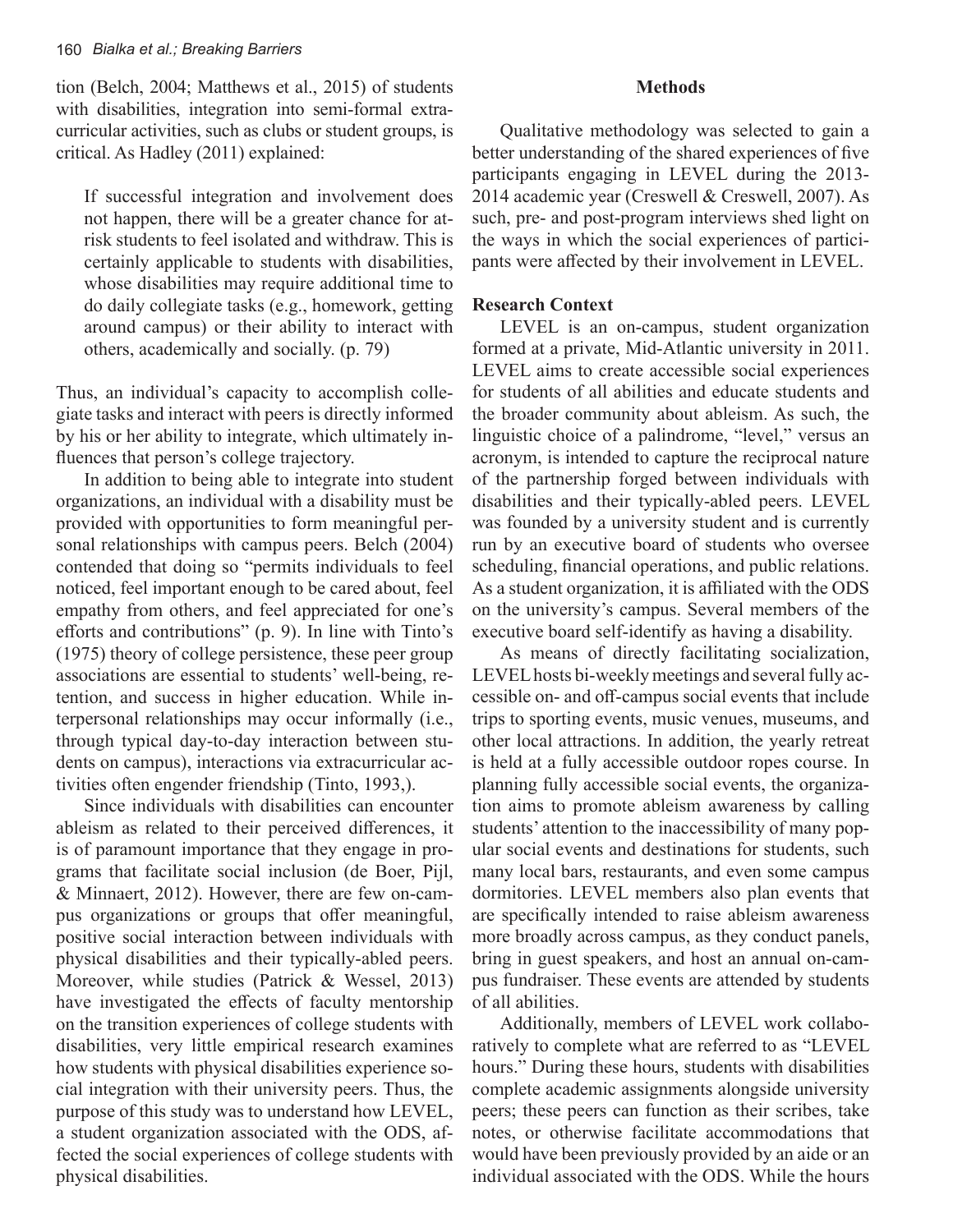tion (Belch, 2004; Matthews et al., 2015) of students with disabilities, integration into semi-formal extracurricular activities, such as clubs or student groups, is critical. As Hadley (2011) explained:

> If successful integration and involvement does not happen, there will be a greater chance for at-risk students to feel isolated and withdraw. This is certainly applicable to students with disabilities, whose disabilities may require additional time to do daily collegiate tasks (e.g., homework, getting around campus) or their ability to interact with others, academically and socially. (p. 79)

Thus, an individual's capacity to accomplish collegiate tasks and interact with peers is directly informed by his or her ability to integrate, which ultimately influences that person's college trajectory.

In addition to being able to integrate into student organizations, an individual with a disability must be provided with opportunities to form meaningful personal relationships with campus peers. Belch (2004) contended that doing so "permits individuals to feel noticed, feel important enough to be cared about, feel empathy from others, and feel appreciated for one's efforts and contributions" (p. 9). In line with Tinto's (1975) theory of college persistence, these peer group associations are essential to students' well-being, retention, and success in higher education. While interpersonal relationships may occur informally (i.e., through typical day-to-day interaction between students on campus), interactions via extracurricular activities often engender friendship (Tinto, 1993,).

Since individuals with disabilities can encounter ableism as related to their perceived differences, it is of paramount importance that they engage in programs that facilitate social inclusion (de Boer, Pijl, & Minnaert, 2012). However, there are few on-campus organizations or groups that offer meaningful, positive social interaction between individuals with physical disabilities and their typically-abled peers. Moreover, while studies (Patrick & Wessel, 2013) have investigated the effects of faculty mentorship on the transition experiences of college students with disabilities, very little empirical research examines how students with physical disabilities experience social integration with their university peers. Thus, the purpose of this study was to understand how LEVEL, a student organization associated with the ODS, affected the social experiences of college students with physical disabilities.

## Methods

Qualitative methodology was selected to gain a better understanding of the shared experiences of five participants engaging in LEVEL during the 2013-2014 academic year (Creswell & Creswell, 2007). As such, pre- and post-program interviews shed light on the ways in which the social experiences of participants were affected by their involvement in LEVEL.

### Research Context

LEVEL is an on-campus, student organization formed at a private, Mid-Atlantic university in 2011. LEVEL aims to create accessible social experiences for students of all abilities and educate students and the broader community about ableism. As such, the linguistic choice of a palindrome, "level," versus an acronym, is intended to capture the reciprocal nature of the partnership forged between individuals with disabilities and their typically-abled peers. LEVEL was founded by a university student and is currently run by an executive board of students who oversee scheduling, financial operations, and public relations. As a student organization, it is affiliated with the ODS on the university's campus. Several members of the executive board self-identify as having a disability.

As means of directly facilitating socialization, LEVEL hosts bi-weekly meetings and several fully accessible on- and off-campus social events that include trips to sporting events, music venues, museums, and other local attractions. In addition, the yearly retreat is held at a fully accessible outdoor ropes course. In planning fully accessible social events, the organization aims to promote ableism awareness by calling students' attention to the inaccessibility of many popular social events and destinations for students, such many local bars, restaurants, and even some campus dormitories. LEVEL members also plan events that are specifically intended to raise ableism awareness more broadly across campus, as they conduct panels, bring in guest speakers, and host an annual on-campus fundraiser. These events are attended by students of all abilities.

Additionally, members of LEVEL work collaboratively to complete what are referred to as "LEVEL hours." During these hours, students with disabilities complete academic assignments alongside university peers; these peers can function as their scribes, take notes, or otherwise facilitate accommodations that would have been previously provided by an aide or an individual associated with the ODS. While the hours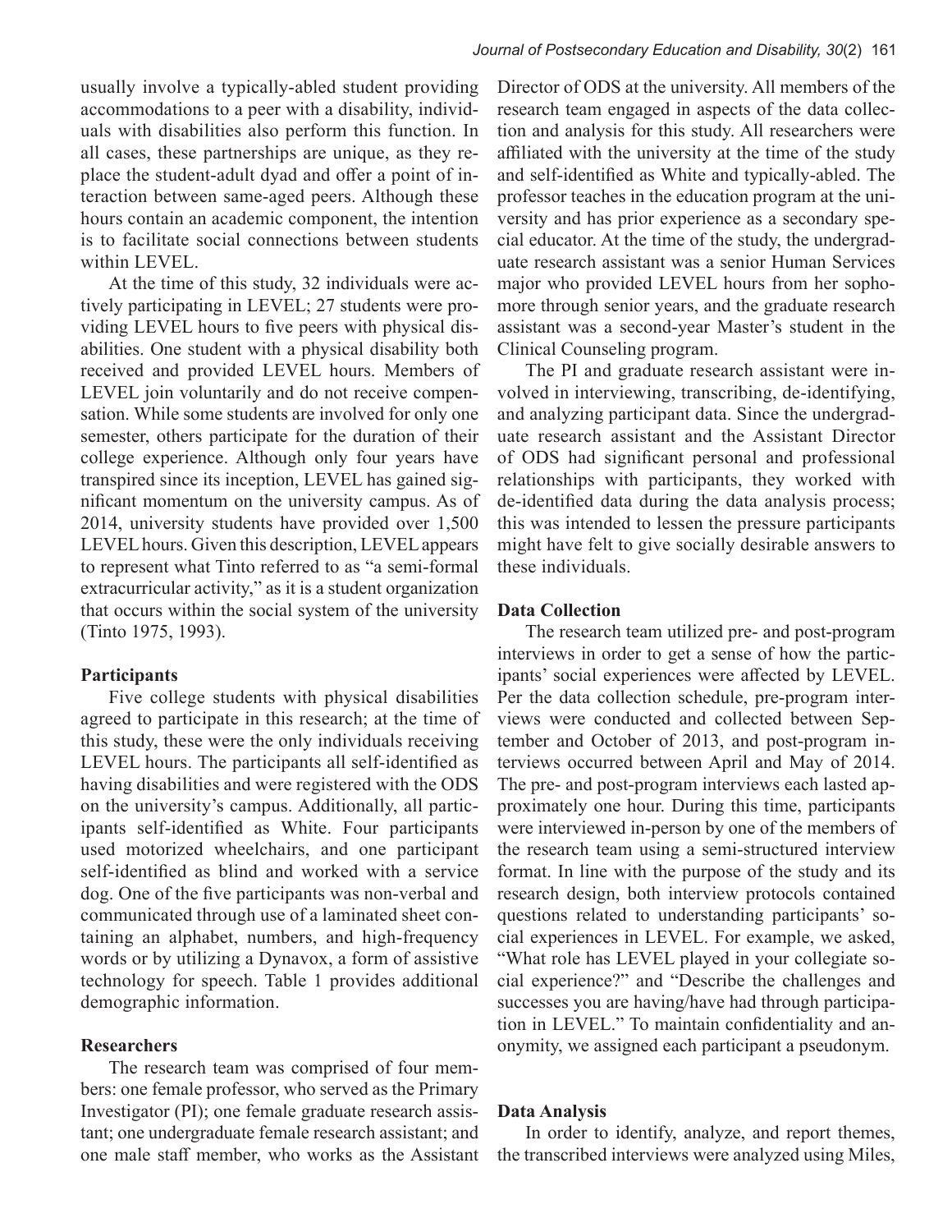usually involve a typically-abled student providing accommodations to a peer with a disability, individuals with disabilities also perform this function. In all cases, these partnerships are unique, as they replace the student-adult dyad and offer a point of interaction between same-aged peers. Although these hours contain an academic component, the intention is to facilitate social connections between students within LEVEL.

At the time of this study, 32 individuals were actively participating in LEVEL; 27 students were providing LEVEL hours to five peers with physical disabilities. One student with a physical disability both received and provided LEVEL hours. Members of LEVEL join voluntarily and do not receive compensation. While some students are involved for only one semester, others participate for the duration of their college experience. Although only four years have transpired since its inception, LEVEL has gained significant momentum on the university campus. As of 2014, university students have provided over 1,500 LEVEL hours. Given this description, LEVEL appears to represent what Tinto referred to as "a semi-formal extracurricular activity," as it is a student organization that occurs within the social system of the university (Tinto 1975, 1993).

**Participants**

Five college students with physical disabilities agreed to participate in this research; at the time of this study, these were the only individuals receiving LEVEL hours. The participants all self-identified as having disabilities and were registered with the ODS on the university's campus. Additionally, all participants self-identified as White. Four participants used motorized wheelchairs, and one participant self-identified as blind and worked with a service dog. One of the five participants was non-verbal and communicated through use of a laminated sheet containing an alphabet, numbers, and high-frequency words or by utilizing a Dynavox, a form of assistive technology for speech. Table 1 provides additional demographic information.

**Researchers**

The research team was comprised of four members: one female professor, who served as the Primary Investigator (PI); one female graduate research assistant; one undergraduate female research assistant; and one male staff member, who works as the Assistant Director of ODS at the university. All members of the research team engaged in aspects of the data collection and analysis for this study. All researchers were affiliated with the university at the time of the study and self-identified as White and typically-abled. The professor teaches in the education program at the university and has prior experience as a secondary special educator. At the time of the study, the undergraduate research assistant was a senior Human Services major who provided LEVEL hours from her sophomore through senior years, and the graduate research assistant was a second-year Master's student in the Clinical Counseling program.

The PI and graduate research assistant were involved in interviewing, transcribing, de-identifying, and analyzing participant data. Since the undergraduate research assistant and the Assistant Director of ODS had significant personal and professional relationships with participants, they worked with de-identified data during the data analysis process; this was intended to lessen the pressure participants might have felt to give socially desirable answers to these individuals.

**Data Collection**

The research team utilized pre- and post-program interviews in order to get a sense of how the participants' social experiences were affected by LEVEL. Per the data collection schedule, pre-program interviews were conducted and collected between September and October of 2013, and post-program interviews occurred between April and May of 2014. The pre- and post-program interviews each lasted approximately one hour. During this time, participants were interviewed in-person by one of the members of the research team using a semi-structured interview format. In line with the purpose of the study and its research design, both interview protocols contained questions related to understanding participants' social experiences in LEVEL. For example, we asked, "What role has LEVEL played in your collegiate social experience?" and "Describe the challenges and successes you are having/have had through participation in LEVEL." To maintain confidentiality and anonymity, we assigned each participant a pseudonym.

**Data Analysis**

In order to identify, analyze, and report themes, the transcribed interviews were analyzed using Miles,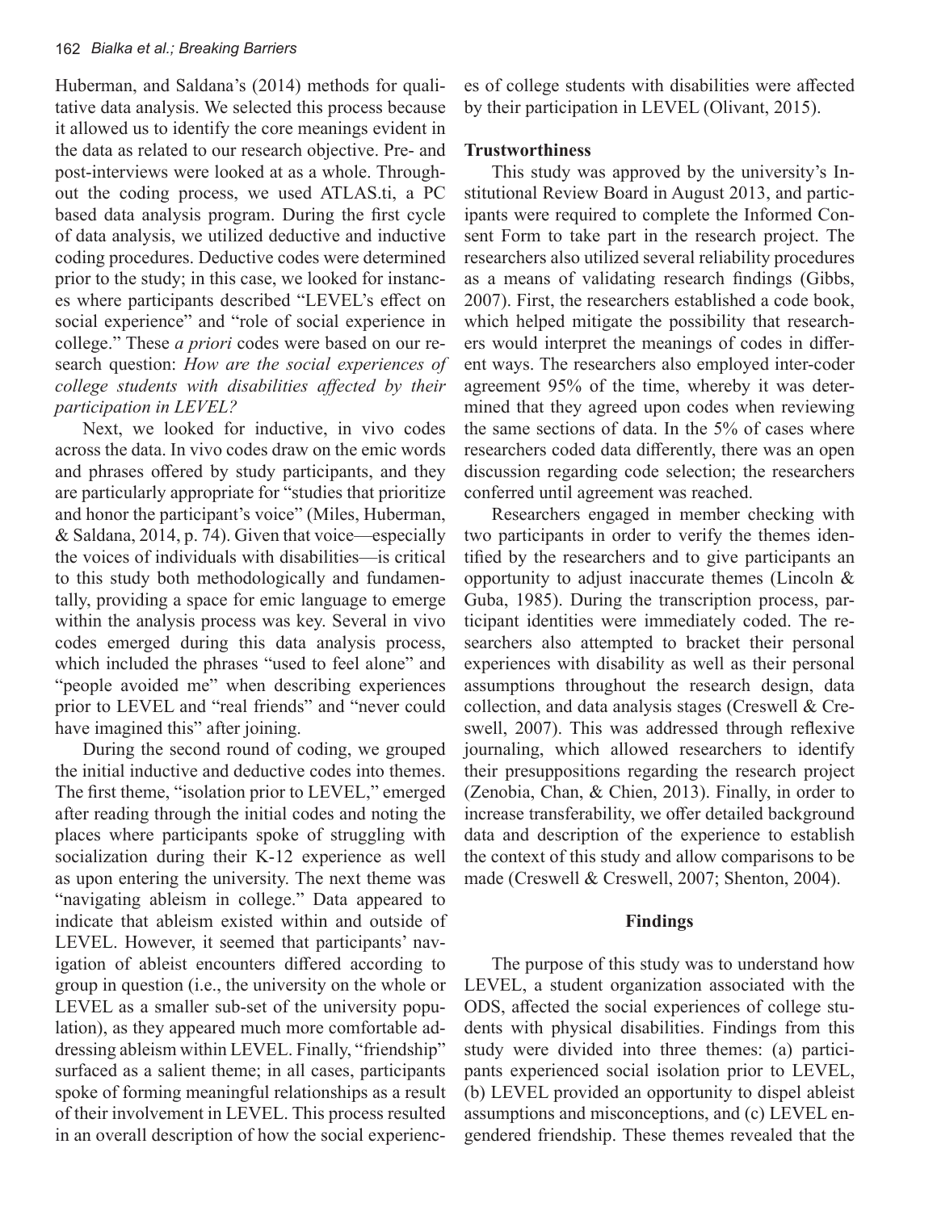Huberman, and Saldana's (2014) methods for qualitative data analysis. We selected this process because it allowed us to identify the core meanings evident in the data as related to our research objective. Pre- and post-interviews were looked at as a whole. Throughout the coding process, we used ATLAS.ti, a PC based data analysis program. During the first cycle of data analysis, we utilized deductive and inductive coding procedures. Deductive codes were determined prior to the study; in this case, we looked for instances where participants described "LEVEL's effect on social experience" and "role of social experience in college." These *a priori* codes were based on our research question: *How are the social experiences of college students with disabilities affected by their participation in LEVEL?*

Next, we looked for inductive, in vivo codes across the data. In vivo codes draw on the emic words and phrases offered by study participants, and they are particularly appropriate for "studies that prioritize and honor the participant's voice" (Miles, Huberman, & Saldana, 2014, p. 74). Given that voice—especially the voices of individuals with disabilities—is critical to this study both methodologically and fundamentally, providing a space for emic language to emerge within the analysis process was key. Several in vivo codes emerged during this data analysis process, which included the phrases "used to feel alone" and "people avoided me" when describing experiences prior to LEVEL and "real friends" and "never could have imagined this" after joining.

During the second round of coding, we grouped the initial inductive and deductive codes into themes. The first theme, "isolation prior to LEVEL," emerged after reading through the initial codes and noting the places where participants spoke of struggling with socialization during their K-12 experience as well as upon entering the university. The next theme was "navigating ableism in college." Data appeared to indicate that ableism existed within and outside of LEVEL. However, it seemed that participants' navigation of ableist encounters differed according to group in question (i.e., the university on the whole or LEVEL as a smaller sub-set of the university population), as they appeared much more comfortable addressing ableism within LEVEL. Finally, "friendship" surfaced as a salient theme; in all cases, participants spoke of forming meaningful relationships as a result of their involvement in LEVEL. This process resulted in an overall description of how the social experiences of college students with disabilities were affected by their participation in LEVEL (Olivant, 2015).

### Trustworthiness

This study was approved by the university's Institutional Review Board in August 2013, and participants were required to complete the Informed Consent Form to take part in the research project. The researchers also utilized several reliability procedures as a means of validating research findings (Gibbs, 2007). First, the researchers established a code book, which helped mitigate the possibility that researchers would interpret the meanings of codes in different ways. The researchers also employed inter-coder agreement 95% of the time, whereby it was determined that they agreed upon codes when reviewing the same sections of data. In the 5% of cases where researchers coded data differently, there was an open discussion regarding code selection; the researchers conferred until agreement was reached.

Researchers engaged in member checking with two participants in order to verify the themes identified by the researchers and to give participants an opportunity to adjust inaccurate themes (Lincoln & Guba, 1985). During the transcription process, participant identities were immediately coded. The researchers also attempted to bracket their personal experiences with disability as well as their personal assumptions throughout the research design, data collection, and data analysis stages (Creswell & Creswell, 2007). This was addressed through reflexive journaling, which allowed researchers to identify their presuppositions regarding the research project (Zenobia, Chan, & Chien, 2013). Finally, in order to increase transferability, we offer detailed background data and description of the experience to establish the context of this study and allow comparisons to be made (Creswell & Creswell, 2007; Shenton, 2004).

## Findings

The purpose of this study was to understand how LEVEL, a student organization associated with the ODS, affected the social experiences of college students with physical disabilities. Findings from this study were divided into three themes: (a) participants experienced social isolation prior to LEVEL, (b) LEVEL provided an opportunity to dispel ableist assumptions and misconceptions, and (c) LEVEL engendered friendship. These themes revealed that the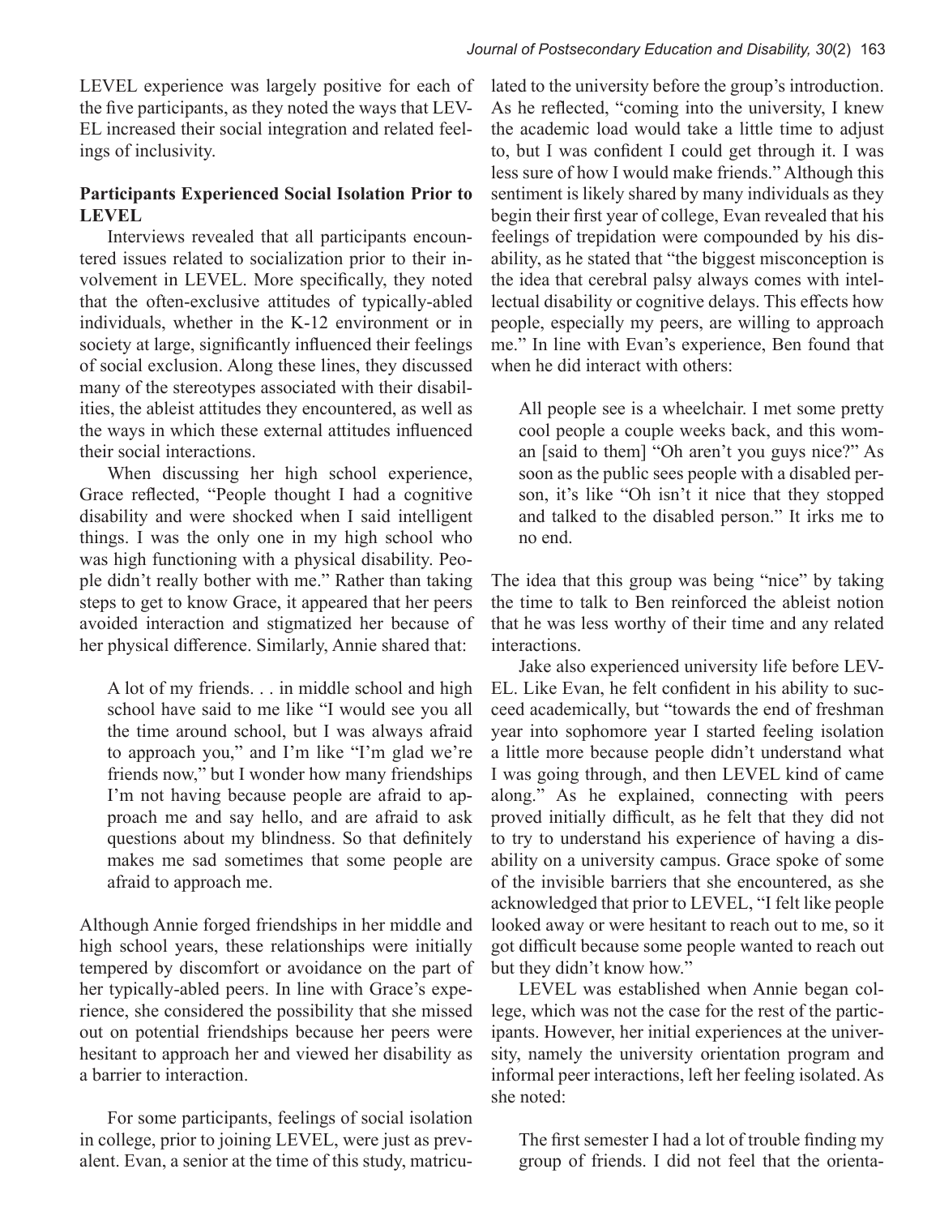LEVEL experience was largely positive for each of the five participants, as they noted the ways that LEVEL increased their social integration and related feelings of inclusivity.

### Participants Experienced Social Isolation Prior to LEVEL

Interviews revealed that all participants encountered issues related to socialization prior to their involvement in LEVEL. More specifically, they noted that the often-exclusive attitudes of typically-abled individuals, whether in the K-12 environment or in society at large, significantly influenced their feelings of social exclusion. Along these lines, they discussed many of the stereotypes associated with their disabilities, the ableist attitudes they encountered, as well as the ways in which these external attitudes influenced their social interactions.

When discussing her high school experience, Grace reflected, "People thought I had a cognitive disability and were shocked when I said intelligent things. I was the only one in my high school who was high functioning with a physical disability. People didn't really bother with me." Rather than taking steps to get to know Grace, it appeared that her peers avoided interaction and stigmatized her because of her physical difference. Similarly, Annie shared that:

> A lot of my friends. . . in middle school and high school have said to me like "I would see you all the time around school, but I was always afraid to approach you," and I'm like "I'm glad we're friends now," but I wonder how many friendships I'm not having because people are afraid to approach me and say hello, and are afraid to ask questions about my blindness. So that definitely makes me sad sometimes that some people are afraid to approach me.

Although Annie forged friendships in her middle and high school years, these relationships were initially tempered by discomfort or avoidance on the part of her typically-abled peers. In line with Grace's experience, she considered the possibility that she missed out on potential friendships because her peers were hesitant to approach her and viewed her disability as a barrier to interaction.

For some participants, feelings of social isolation in college, prior to joining LEVEL, were just as prevalent. Evan, a senior at the time of this study, matriculated to the university before the group's introduction. As he reflected, "coming into the university, I knew the academic load would take a little time to adjust to, but I was confident I could get through it. I was less sure of how I would make friends." Although this sentiment is likely shared by many individuals as they begin their first year of college, Evan revealed that his feelings of trepidation were compounded by his disability, as he stated that "the biggest misconception is the idea that cerebral palsy always comes with intellectual disability or cognitive delays. This effects how people, especially my peers, are willing to approach me." In line with Evan's experience, Ben found that when he did interact with others:

> All people see is a wheelchair. I met some pretty cool people a couple weeks back, and this woman [said to them] "Oh aren't you guys nice?" As soon as the public sees people with a disabled person, it's like "Oh isn't it nice that they stopped and talked to the disabled person." It irks me to no end.

The idea that this group was being "nice" by taking the time to talk to Ben reinforced the ableist notion that he was less worthy of their time and any related interactions.

Jake also experienced university life before LEVEL. Like Evan, he felt confident in his ability to succeed academically, but "towards the end of freshman year into sophomore year I started feeling isolation a little more because people didn't understand what I was going through, and then LEVEL kind of came along." As he explained, connecting with peers proved initially difficult, as he felt that they did not to try to understand his experience of having a disability on a university campus. Grace spoke of some of the invisible barriers that she encountered, as she acknowledged that prior to LEVEL, "I felt like people looked away or were hesitant to reach out to me, so it got difficult because some people wanted to reach out but they didn't know how."

LEVEL was established when Annie began college, which was not the case for the rest of the participants. However, her initial experiences at the university, namely the university orientation program and informal peer interactions, left her feeling isolated. As she noted:

> The first semester I had a lot of trouble finding my group of friends. I did not feel that the orienta-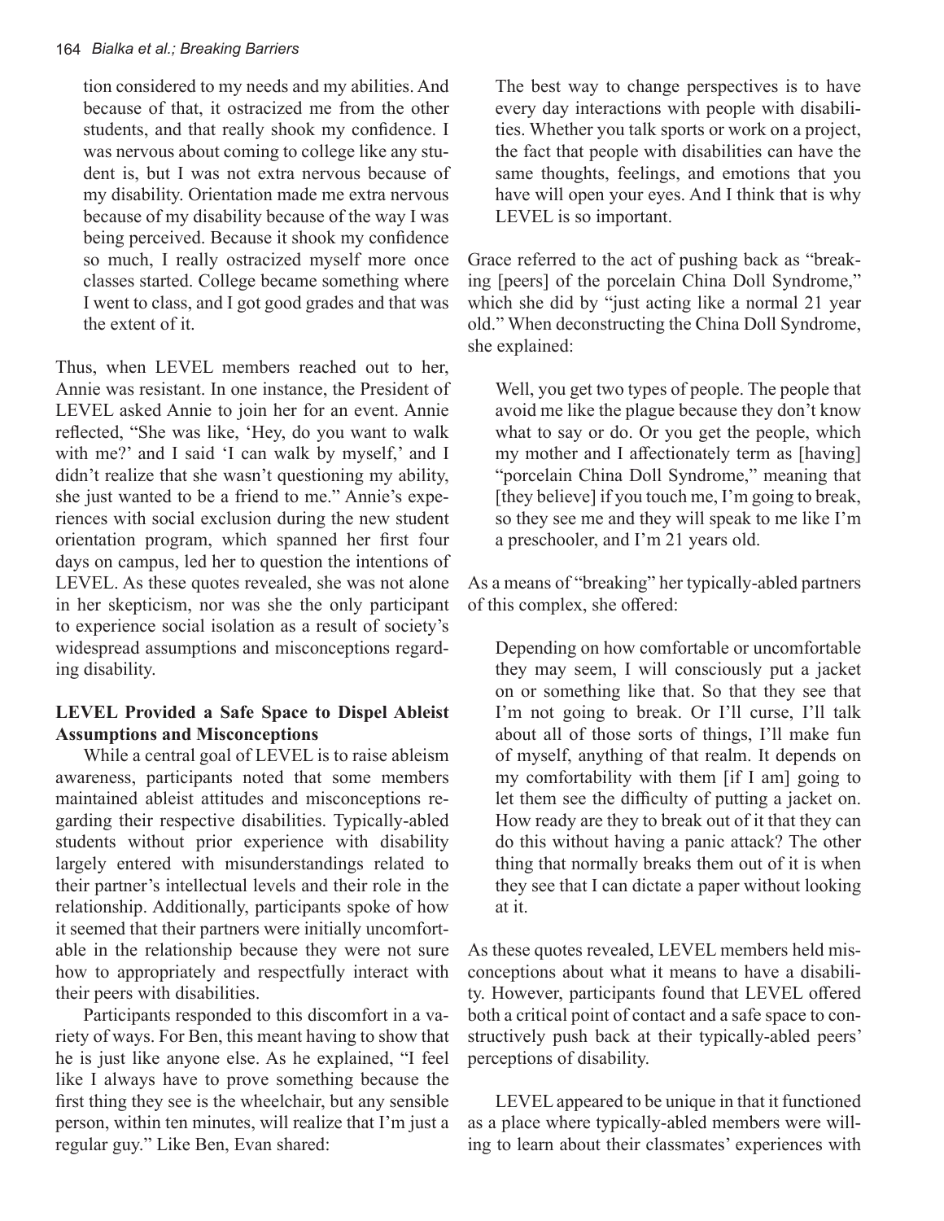tion considered to my needs and my abilities. And because of that, it ostracized me from the other students, and that really shook my confidence. I was nervous about coming to college like any student is, but I was not extra nervous because of my disability. Orientation made me extra nervous because of my disability because of the way I was being perceived. Because it shook my confidence so much, I really ostracized myself more once classes started. College became something where I went to class, and I got good grades and that was the extent of it.

Thus, when LEVEL members reached out to her, Annie was resistant. In one instance, the President of LEVEL asked Annie to join her for an event. Annie reflected, "She was like, 'Hey, do you want to walk with me?' and I said 'I can walk by myself,' and I didn't realize that she wasn't questioning my ability, she just wanted to be a friend to me." Annie's experiences with social exclusion during the new student orientation program, which spanned her first four days on campus, led her to question the intentions of LEVEL. As these quotes revealed, she was not alone in her skepticism, nor was she the only participant to experience social isolation as a result of society's widespread assumptions and misconceptions regarding disability.

### LEVEL Provided a Safe Space to Dispel Ableist Assumptions and Misconceptions

While a central goal of LEVEL is to raise ableism awareness, participants noted that some members maintained ableist attitudes and misconceptions regarding their respective disabilities. Typically-abled students without prior experience with disability largely entered with misunderstandings related to their partner's intellectual levels and their role in the relationship. Additionally, participants spoke of how it seemed that their partners were initially uncomfortable in the relationship because they were not sure how to appropriately and respectfully interact with their peers with disabilities.

Participants responded to this discomfort in a variety of ways. For Ben, this meant having to show that he is just like anyone else. As he explained, "I feel like I always have to prove something because the first thing they see is the wheelchair, but any sensible person, within ten minutes, will realize that I'm just a regular guy." Like Ben, Evan shared:

> The best way to change perspectives is to have every day interactions with people with disabilities. Whether you talk sports or work on a project, the fact that people with disabilities can have the same thoughts, feelings, and emotions that you have will open your eyes. And I think that is why LEVEL is so important.

Grace referred to the act of pushing back as "breaking [peers] of the porcelain China Doll Syndrome," which she did by "just acting like a normal 21 year old." When deconstructing the China Doll Syndrome, she explained:

> Well, you get two types of people. The people that avoid me like the plague because they don't know what to say or do. Or you get the people, which my mother and I affectionately term as [having] "porcelain China Doll Syndrome," meaning that [they believe] if you touch me, I'm going to break, so they see me and they will speak to me like I'm a preschooler, and I'm 21 years old.

As a means of "breaking" her typically-abled partners of this complex, she offered:

> Depending on how comfortable or uncomfortable they may seem, I will consciously put a jacket on or something like that. So that they see that I'm not going to break. Or I'll curse, I'll talk about all of those sorts of things, I'll make fun of myself, anything of that realm. It depends on my comfortability with them [if I am] going to let them see the difficulty of putting a jacket on. How ready are they to break out of it that they can do this without having a panic attack? The other thing that normally breaks them out of it is when they see that I can dictate a paper without looking at it.

As these quotes revealed, LEVEL members held misconceptions about what it means to have a disability. However, participants found that LEVEL offered both a critical point of contact and a safe space to constructively push back at their typically-abled peers' perceptions of disability.

LEVEL appeared to be unique in that it functioned as a place where typically-abled members were willing to learn about their classmates' experiences with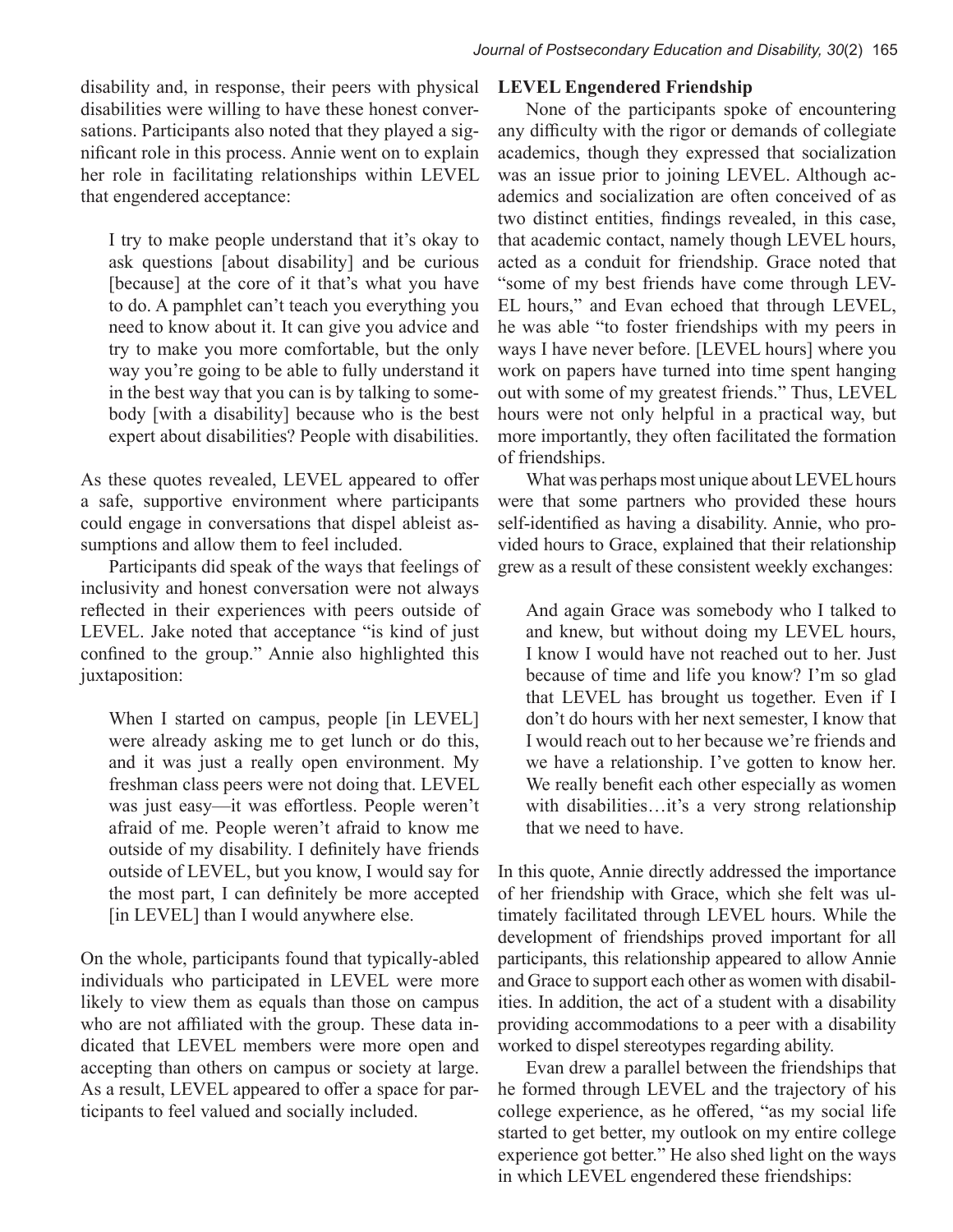disability and, in response, their peers with physical disabilities were willing to have these honest conversations. Participants also noted that they played a significant role in this process. Annie went on to explain her role in facilitating relationships within LEVEL that engendered acceptance:

> I try to make people understand that it's okay to ask questions [about disability] and be curious [because] at the core of it that's what you have to do. A pamphlet can't teach you everything you need to know about it. It can give you advice and try to make you more comfortable, but the only way you're going to be able to fully understand it in the best way that you can is by talking to somebody [with a disability] because who is the best expert about disabilities? People with disabilities.

As these quotes revealed, LEVEL appeared to offer a safe, supportive environment where participants could engage in conversations that dispel ableist assumptions and allow them to feel included.

Participants did speak of the ways that feelings of inclusivity and honest conversation were not always reflected in their experiences with peers outside of LEVEL. Jake noted that acceptance "is kind of just confined to the group." Annie also highlighted this juxtaposition:

> When I started on campus, people [in LEVEL] were already asking me to get lunch or do this, and it was just a really open environment. My freshman class peers were not doing that. LEVEL was just easy—it was effortless. People weren't afraid of me. People weren't afraid to know me outside of my disability. I definitely have friends outside of LEVEL, but you know, I would say for the most part, I can definitely be more accepted [in LEVEL] than I would anywhere else.

On the whole, participants found that typically-abled individuals who participated in LEVEL were more likely to view them as equals than those on campus who are not affiliated with the group. These data indicated that LEVEL members were more open and accepting than others on campus or society at large. As a result, LEVEL appeared to offer a space for participants to feel valued and socially included.

**LEVEL Engendered Friendship**

None of the participants spoke of encountering any difficulty with the rigor or demands of collegiate academics, though they expressed that socialization was an issue prior to joining LEVEL. Although academics and socialization are often conceived of as two distinct entities, findings revealed, in this case, that academic contact, namely though LEVEL hours, acted as a conduit for friendship. Grace noted that "some of my best friends have come through LEVEL hours," and Evan echoed that through LEVEL, he was able "to foster friendships with my peers in ways I have never before. [LEVEL hours] where you work on papers have turned into time spent hanging out with some of my greatest friends." Thus, LEVEL hours were not only helpful in a practical way, but more importantly, they often facilitated the formation of friendships.

What was perhaps most unique about LEVEL hours were that some partners who provided these hours self-identified as having a disability. Annie, who provided hours to Grace, explained that their relationship grew as a result of these consistent weekly exchanges:

> And again Grace was somebody who I talked to and knew, but without doing my LEVEL hours, I know I would have not reached out to her. Just because of time and life you know? I'm so glad that LEVEL has brought us together. Even if I don't do hours with her next semester, I know that I would reach out to her because we're friends and we have a relationship. I've gotten to know her. We really benefit each other especially as women with disabilities…it's a very strong relationship that we need to have.

In this quote, Annie directly addressed the importance of her friendship with Grace, which she felt was ultimately facilitated through LEVEL hours. While the development of friendships proved important for all participants, this relationship appeared to allow Annie and Grace to support each other as women with disabilities. In addition, the act of a student with a disability providing accommodations to a peer with a disability worked to dispel stereotypes regarding ability.

Evan drew a parallel between the friendships that he formed through LEVEL and the trajectory of his college experience, as he offered, "as my social life started to get better, my outlook on my entire college experience got better." He also shed light on the ways in which LEVEL engendered these friendships: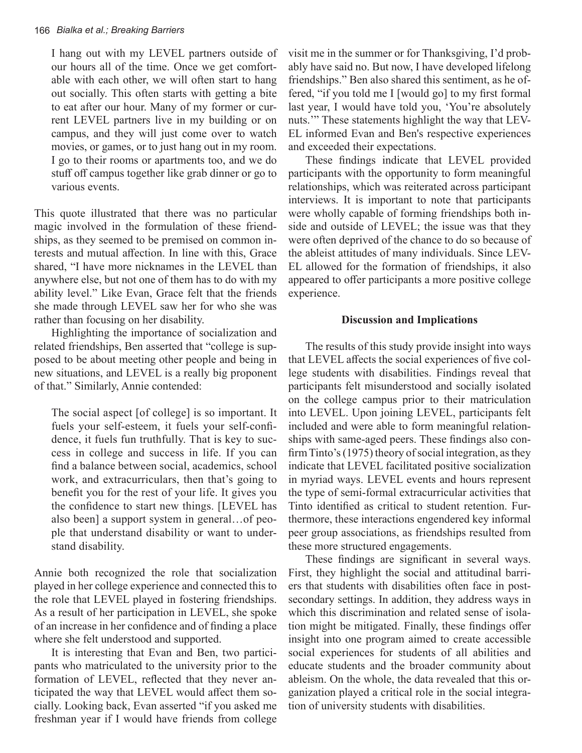> I hang out with my LEVEL partners outside of our hours all of the time. Once we get comfortable with each other, we will often start to hang out socially. This often starts with getting a bite to eat after our hour. Many of my former or current LEVEL partners live in my building or on campus, and they will just come over to watch movies, or games, or to just hang out in my room. I go to their rooms or apartments too, and we do stuff off campus together like grab dinner or go to various events.

This quote illustrated that there was no particular magic involved in the formulation of these friendships, as they seemed to be premised on common interests and mutual affection. In line with this, Grace shared, "I have more nicknames in the LEVEL than anywhere else, but not one of them has to do with my ability level." Like Evan, Grace felt that the friends she made through LEVEL saw her for who she was rather than focusing on her disability.

Highlighting the importance of socialization and related friendships, Ben asserted that "college is supposed to be about meeting other people and being in new situations, and LEVEL is a really big proponent of that." Similarly, Annie contended:

> The social aspect [of college] is so important. It fuels your self-esteem, it fuels your self-confidence, it fuels fun truthfully. That is key to success in college and success in life. If you can find a balance between social, academics, school work, and extracurriculars, then that's going to benefit you for the rest of your life. It gives you the confidence to start new things. [LEVEL has also been] a support system in general…of people that understand disability or want to understand disability.

Annie both recognized the role that socialization played in her college experience and connected this to the role that LEVEL played in fostering friendships. As a result of her participation in LEVEL, she spoke of an increase in her confidence and of finding a place where she felt understood and supported.

It is interesting that Evan and Ben, two participants who matriculated to the university prior to the formation of LEVEL, reflected that they never anticipated the way that LEVEL would affect them socially. Looking back, Evan asserted "if you asked me freshman year if I would have friends from college visit me in the summer or for Thanksgiving, I'd probably have said no. But now, I have developed lifelong friendships." Ben also shared this sentiment, as he offered, "if you told me I [would go] to my first formal last year, I would have told you, 'You're absolutely nuts.'" These statements highlight the way that LEVEL informed Evan and Ben's respective experiences and exceeded their expectations.

These findings indicate that LEVEL provided participants with the opportunity to form meaningful relationships, which was reiterated across participant interviews. It is important to note that participants were wholly capable of forming friendships both inside and outside of LEVEL; the issue was that they were often deprived of the chance to do so because of the ableist attitudes of many individuals. Since LEVEL allowed for the formation of friendships, it also appeared to offer participants a more positive college experience.

## Discussion and Implications

The results of this study provide insight into ways that LEVEL affects the social experiences of five college students with disabilities. Findings reveal that participants felt misunderstood and socially isolated on the college campus prior to their matriculation into LEVEL. Upon joining LEVEL, participants felt included and were able to form meaningful relationships with same-aged peers. These findings also confirm Tinto's (1975) theory of social integration, as they indicate that LEVEL facilitated positive socialization in myriad ways. LEVEL events and hours represent the type of semi-formal extracurricular activities that Tinto identified as critical to student retention. Furthermore, these interactions engendered key informal peer group associations, as friendships resulted from these more structured engagements.

These findings are significant in several ways. First, they highlight the social and attitudinal barriers that students with disabilities often face in postsecondary settings. In addition, they address ways in which this discrimination and related sense of isolation might be mitigated. Finally, these findings offer insight into one program aimed to create accessible social experiences for students of all abilities and educate students and the broader community about ableism. On the whole, the data revealed that this organization played a critical role in the social integration of university students with disabilities.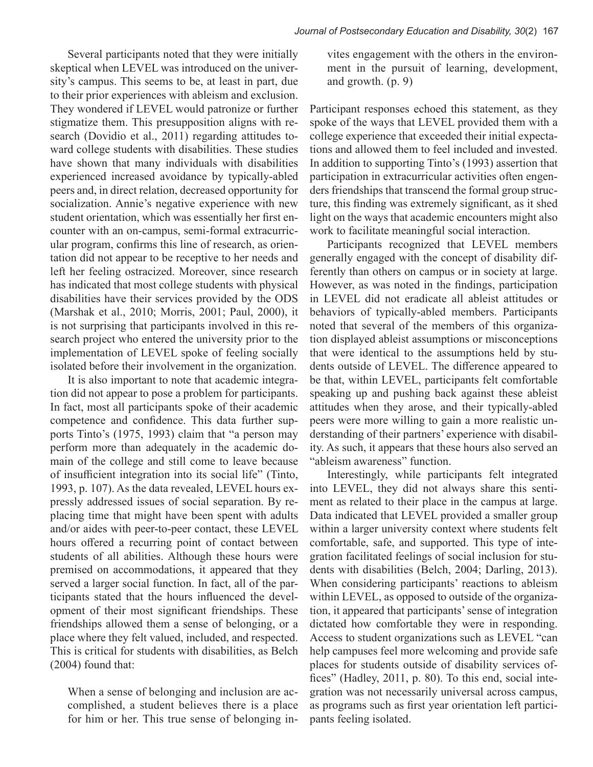Several participants noted that they were initially skeptical when LEVEL was introduced on the university's campus. This seems to be, at least in part, due to their prior experiences with ableism and exclusion. They wondered if LEVEL would patronize or further stigmatize them. This presupposition aligns with research (Dovidio et al., 2011) regarding attitudes toward college students with disabilities. These studies have shown that many individuals with disabilities experienced increased avoidance by typically-abled peers and, in direct relation, decreased opportunity for socialization. Annie's negative experience with new student orientation, which was essentially her first encounter with an on-campus, semi-formal extracurricular program, confirms this line of research, as orientation did not appear to be receptive to her needs and left her feeling ostracized. Moreover, since research has indicated that most college students with physical disabilities have their services provided by the ODS (Marshak et al., 2010; Morris, 2001; Paul, 2000), it is not surprising that participants involved in this research project who entered the university prior to the implementation of LEVEL spoke of feeling socially isolated before their involvement in the organization.

It is also important to note that academic integration did not appear to pose a problem for participants. In fact, most all participants spoke of their academic competence and confidence. This data further supports Tinto's (1975, 1993) claim that "a person may perform more than adequately in the academic domain of the college and still come to leave because of insufficient integration into its social life" (Tinto, 1993, p. 107). As the data revealed, LEVEL hours expressly addressed issues of social separation. By replacing time that might have been spent with adults and/or aides with peer-to-peer contact, these LEVEL hours offered a recurring point of contact between students of all abilities. Although these hours were premised on accommodations, it appeared that they served a larger social function. In fact, all of the participants stated that the hours influenced the development of their most significant friendships. These friendships allowed them a sense of belonging, or a place where they felt valued, included, and respected. This is critical for students with disabilities, as Belch (2004) found that:

> When a sense of belonging and inclusion are accomplished, a student believes there is a place for him or her. This true sense of belonging invites engagement with the others in the environment in the pursuit of learning, development, and growth. (p. 9)

Participant responses echoed this statement, as they spoke of the ways that LEVEL provided them with a college experience that exceeded their initial expectations and allowed them to feel included and invested. In addition to supporting Tinto's (1993) assertion that participation in extracurricular activities often engenders friendships that transcend the formal group structure, this finding was extremely significant, as it shed light on the ways that academic encounters might also work to facilitate meaningful social interaction.

Participants recognized that LEVEL members generally engaged with the concept of disability differently than others on campus or in society at large. However, as was noted in the findings, participation in LEVEL did not eradicate all ableist attitudes or behaviors of typically-abled members. Participants noted that several of the members of this organization displayed ableist assumptions or misconceptions that were identical to the assumptions held by students outside of LEVEL. The difference appeared to be that, within LEVEL, participants felt comfortable speaking up and pushing back against these ableist attitudes when they arose, and their typically-abled peers were more willing to gain a more realistic understanding of their partners' experience with disability. As such, it appears that these hours also served an "ableism awareness" function.

Interestingly, while participants felt integrated into LEVEL, they did not always share this sentiment as related to their place in the campus at large. Data indicated that LEVEL provided a smaller group within a larger university context where students felt comfortable, safe, and supported. This type of integration facilitated feelings of social inclusion for students with disabilities (Belch, 2004; Darling, 2013). When considering participants' reactions to ableism within LEVEL, as opposed to outside of the organization, it appeared that participants' sense of integration dictated how comfortable they were in responding. Access to student organizations such as LEVEL "can help campuses feel more welcoming and provide safe places for students outside of disability services offices" (Hadley, 2011, p. 80). To this end, social integration was not necessarily universal across campus, as programs such as first year orientation left participants feeling isolated.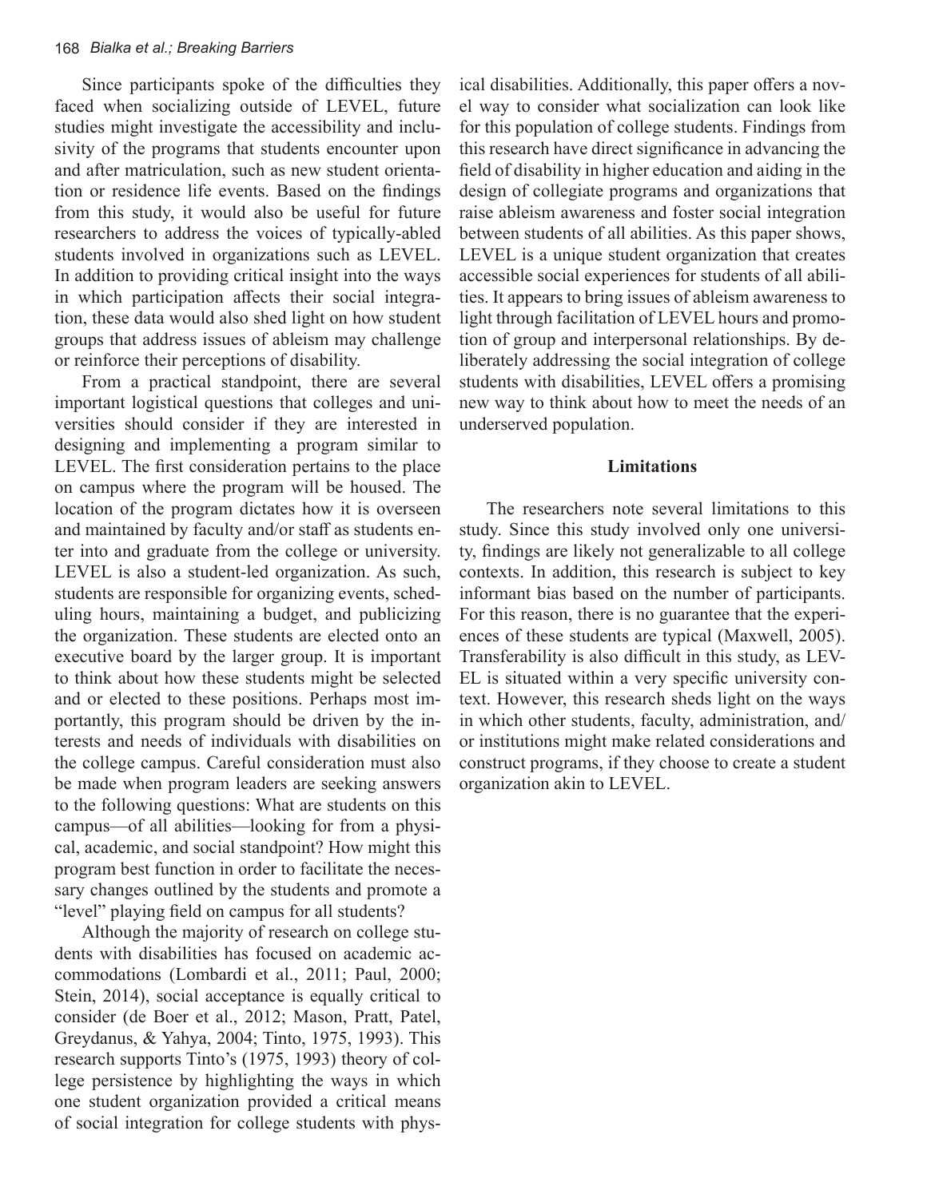Since participants spoke of the difficulties they faced when socializing outside of LEVEL, future studies might investigate the accessibility and inclusivity of the programs that students encounter upon and after matriculation, such as new student orientation or residence life events. Based on the findings from this study, it would also be useful for future researchers to address the voices of typically-abled students involved in organizations such as LEVEL. In addition to providing critical insight into the ways in which participation affects their social integration, these data would also shed light on how student groups that address issues of ableism may challenge or reinforce their perceptions of disability.

From a practical standpoint, there are several important logistical questions that colleges and universities should consider if they are interested in designing and implementing a program similar to LEVEL. The first consideration pertains to the place on campus where the program will be housed. The location of the program dictates how it is overseen and maintained by faculty and/or staff as students enter into and graduate from the college or university. LEVEL is also a student-led organization. As such, students are responsible for organizing events, scheduling hours, maintaining a budget, and publicizing the organization. These students are elected onto an executive board by the larger group. It is important to think about how these students might be selected and or elected to these positions. Perhaps most importantly, this program should be driven by the interests and needs of individuals with disabilities on the college campus. Careful consideration must also be made when program leaders are seeking answers to the following questions: What are students on this campus—of all abilities—looking for from a physical, academic, and social standpoint? How might this program best function in order to facilitate the necessary changes outlined by the students and promote a "level" playing field on campus for all students?

Although the majority of research on college students with disabilities has focused on academic accommodations (Lombardi et al., 2011; Paul, 2000; Stein, 2014), social acceptance is equally critical to consider (de Boer et al., 2012; Mason, Pratt, Patel, Greydanus, & Yahya, 2004; Tinto, 1975, 1993). This research supports Tinto's (1975, 1993) theory of college persistence by highlighting the ways in which one student organization provided a critical means of social integration for college students with physical disabilities. Additionally, this paper offers a novel way to consider what socialization can look like for this population of college students. Findings from this research have direct significance in advancing the field of disability in higher education and aiding in the design of collegiate programs and organizations that raise ableism awareness and foster social integration between students of all abilities. As this paper shows, LEVEL is a unique student organization that creates accessible social experiences for students of all abilities. It appears to bring issues of ableism awareness to light through facilitation of LEVEL hours and promotion of group and interpersonal relationships. By deliberately addressing the social integration of college students with disabilities, LEVEL offers a promising new way to think about how to meet the needs of an underserved population.

## Limitations

The researchers note several limitations to this study. Since this study involved only one university, findings are likely not generalizable to all college contexts. In addition, this research is subject to key informant bias based on the number of participants. For this reason, there is no guarantee that the experiences of these students are typical (Maxwell, 2005). Transferability is also difficult in this study, as LEVEL is situated within a very specific university context. However, this research sheds light on the ways in which other students, faculty, administration, and/or institutions might make related considerations and construct programs, if they choose to create a student organization akin to LEVEL.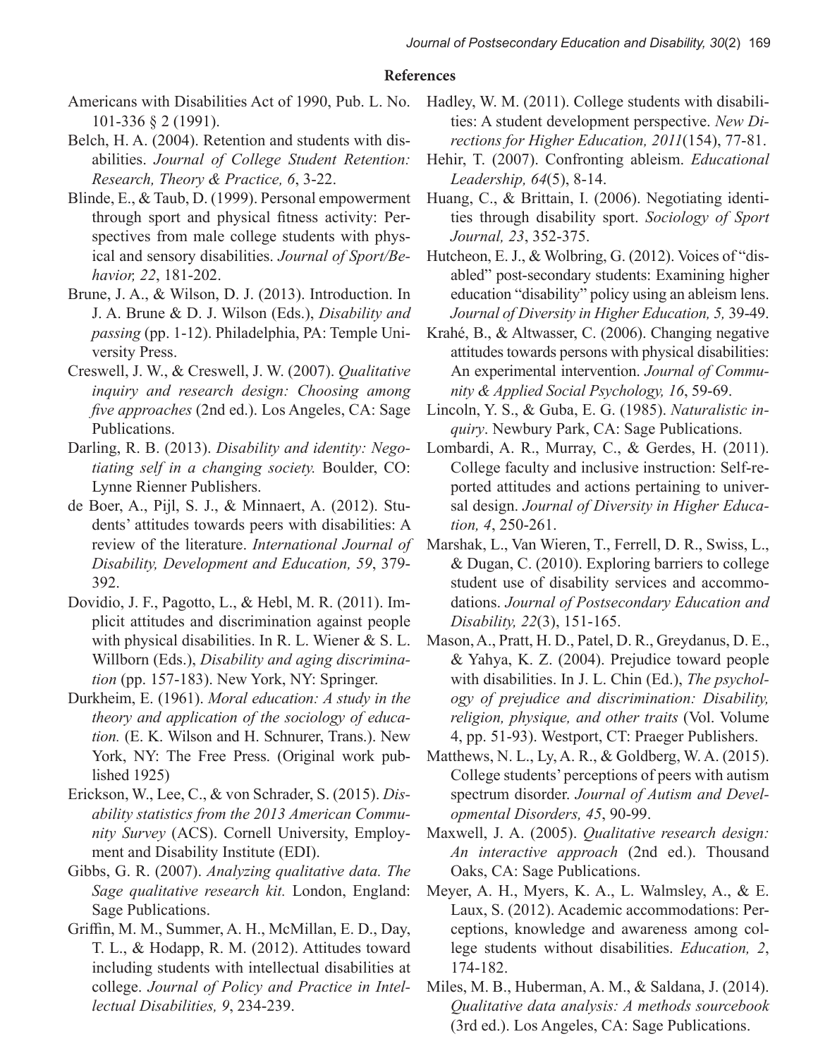## References

Americans with Disabilities Act of 1990, Pub. L. No. 101-336 § 2 (1991).

Belch, H. A. (2004). Retention and students with disabilities. *Journal of College Student Retention: Research, Theory & Practice, 6*, 3-22.

Blinde, E., & Taub, D. (1999). Personal empowerment through sport and physical fitness activity: Perspectives from male college students with physical and sensory disabilities. *Journal of Sport/Behavior, 22*, 181-202.

Brune, J. A., & Wilson, D. J. (2013). Introduction. In J. A. Brune & D. J. Wilson (Eds.), *Disability and passing* (pp. 1-12). Philadelphia, PA: Temple University Press.

Creswell, J. W., & Creswell, J. W. (2007). *Qualitative inquiry and research design: Choosing among five approaches* (2nd ed.). Los Angeles, CA: Sage Publications.

Darling, R. B. (2013). *Disability and identity: Negotiating self in a changing society.* Boulder, CO: Lynne Rienner Publishers.

de Boer, A., Pijl, S. J., & Minnaert, A. (2012). Students' attitudes towards peers with disabilities: A review of the literature. *International Journal of Disability, Development and Education, 59*, 379-392.

Dovidio, J. F., Pagotto, L., & Hebl, M. R. (2011). Implicit attitudes and discrimination against people with physical disabilities. In R. L. Wiener & S. L. Willborn (Eds.), *Disability and aging discrimination* (pp. 157-183). New York, NY: Springer.

Durkheim, E. (1961). *Moral education: A study in the theory and application of the sociology of education.* (E. K. Wilson and H. Schnurer, Trans.). New York, NY: The Free Press. (Original work published 1925)

Erickson, W., Lee, C., & von Schrader, S. (2015). *Disability statistics from the 2013 American Community Survey* (ACS). Cornell University, Employment and Disability Institute (EDI).

Gibbs, G. R. (2007). *Analyzing qualitative data. The Sage qualitative research kit.* London, England: Sage Publications.

Griffin, M. M., Summer, A. H., McMillan, E. D., Day, T. L., & Hodapp, R. M. (2012). Attitudes toward including students with intellectual disabilities at college. *Journal of Policy and Practice in Intellectual Disabilities, 9*, 234-239.

Hadley, W. M. (2011). College students with disabilities: A student development perspective. *New Directions for Higher Education, 2011*(154), 77-81.

Hehir, T. (2007). Confronting ableism. *Educational Leadership, 64*(5), 8-14.

Huang, C., & Brittain, I. (2006). Negotiating identities through disability sport. *Sociology of Sport Journal, 23*, 352-375.

Hutcheon, E. J., & Wolbring, G. (2012). Voices of "disabled" post-secondary students: Examining higher education "disability" policy using an ableism lens. *Journal of Diversity in Higher Education, 5,* 39-49.

Krahé, B., & Altwasser, C. (2006). Changing negative attitudes towards persons with physical disabilities: An experimental intervention. *Journal of Community & Applied Social Psychology, 16*, 59-69.

Lincoln, Y. S., & Guba, E. G. (1985). *Naturalistic inquiry*. Newbury Park, CA: Sage Publications.

Lombardi, A. R., Murray, C., & Gerdes, H. (2011). College faculty and inclusive instruction: Self-reported attitudes and actions pertaining to universal design. *Journal of Diversity in Higher Education, 4*, 250-261.

Marshak, L., Van Wieren, T., Ferrell, D. R., Swiss, L., & Dugan, C. (2010). Exploring barriers to college student use of disability services and accommodations. *Journal of Postsecondary Education and Disability, 22*(3), 151-165.

Mason, A., Pratt, H. D., Patel, D. R., Greydanus, D. E., & Yahya, K. Z. (2004). Prejudice toward people with disabilities. In J. L. Chin (Ed.), *The psychology of prejudice and discrimination: Disability, religion, physique, and other traits* (Vol. Volume 4, pp. 51-93). Westport, CT: Praeger Publishers.

Matthews, N. L., Ly, A. R., & Goldberg, W. A. (2015). College students' perceptions of peers with autism spectrum disorder. *Journal of Autism and Developmental Disorders, 45*, 90-99.

Maxwell, J. A. (2005). *Qualitative research design: An interactive approach* (2nd ed.). Thousand Oaks, CA: Sage Publications.

Meyer, A. H., Myers, K. A., L. Walmsley, A., & E. Laux, S. (2012). Academic accommodations: Perceptions, knowledge and awareness among college students without disabilities. *Education, 2*, 174-182.

Miles, M. B., Huberman, A. M., & Saldana, J. (2014). *Qualitative data analysis: A methods sourcebook* (3rd ed.). Los Angeles, CA: Sage Publications.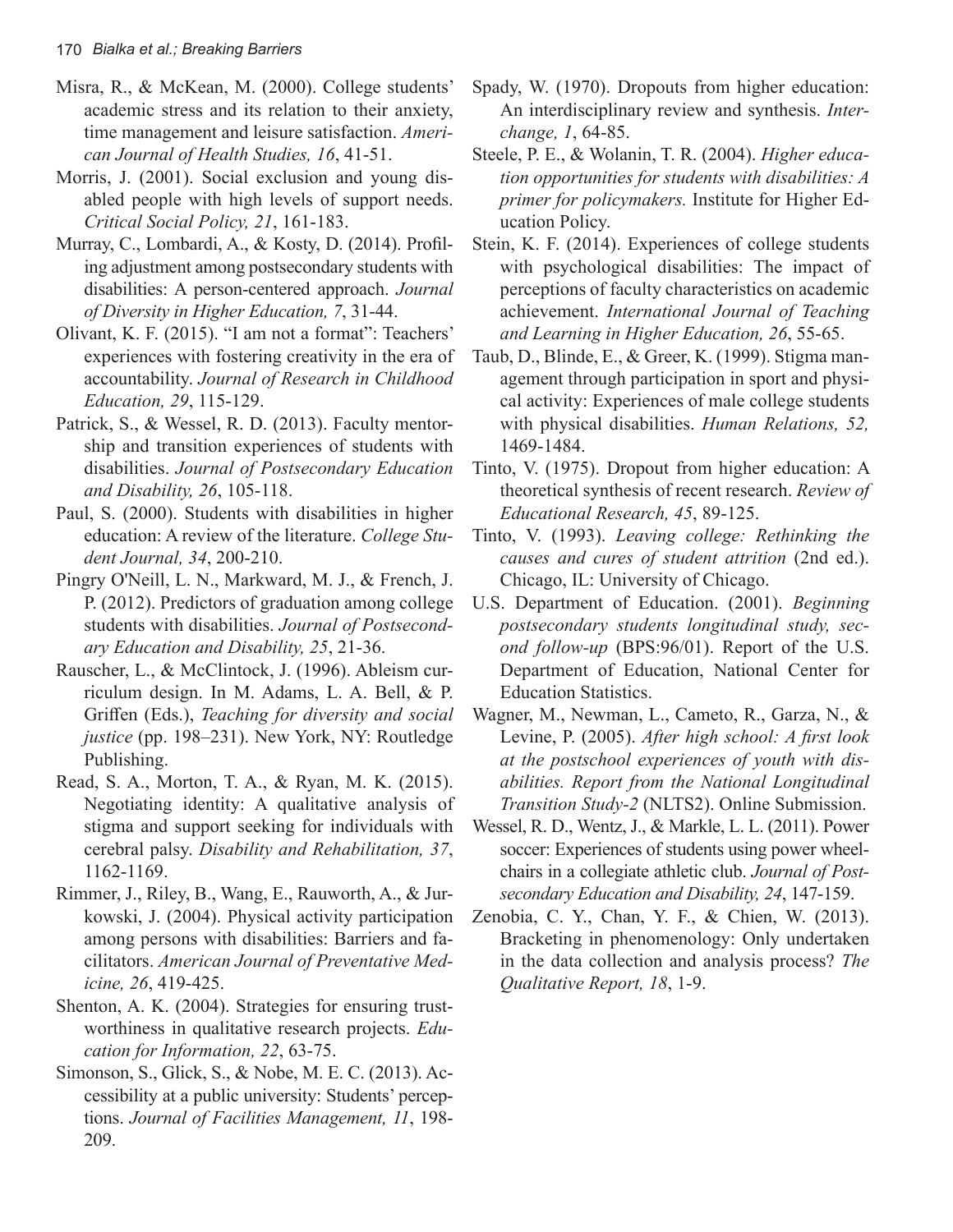Misra, R., & McKean, M. (2000). College students' academic stress and its relation to their anxiety, time management and leisure satisfaction. *American Journal of Health Studies, 16*, 41-51.

Morris, J. (2001). Social exclusion and young disabled people with high levels of support needs. *Critical Social Policy, 21*, 161-183.

Murray, C., Lombardi, A., & Kosty, D. (2014). Profiling adjustment among postsecondary students with disabilities: A person-centered approach. *Journal of Diversity in Higher Education, 7*, 31-44.

Olivant, K. F. (2015). "I am not a format": Teachers' experiences with fostering creativity in the era of accountability. *Journal of Research in Childhood Education, 29*, 115-129.

Patrick, S., & Wessel, R. D. (2013). Faculty mentorship and transition experiences of students with disabilities. *Journal of Postsecondary Education and Disability, 26*, 105-118.

Paul, S. (2000). Students with disabilities in higher education: A review of the literature. *College Student Journal, 34*, 200-210.

Pingry O'Neill, L. N., Markward, M. J., & French, J. P. (2012). Predictors of graduation among college students with disabilities. *Journal of Postsecondary Education and Disability, 25*, 21-36.

Rauscher, L., & McClintock, J. (1996). Ableism curriculum design. In M. Adams, L. A. Bell, & P. Griffen (Eds.), *Teaching for diversity and social justice* (pp. 198–231). New York, NY: Routledge Publishing.

Read, S. A., Morton, T. A., & Ryan, M. K. (2015). Negotiating identity: A qualitative analysis of stigma and support seeking for individuals with cerebral palsy. *Disability and Rehabilitation, 37*, 1162-1169.

Rimmer, J., Riley, B., Wang, E., Rauworth, A., & Jurkowski, J. (2004). Physical activity participation among persons with disabilities: Barriers and facilitators. *American Journal of Preventative Medicine, 26*, 419-425.

Shenton, A. K. (2004). Strategies for ensuring trustworthiness in qualitative research projects. *Education for Information, 22*, 63-75.

Simonson, S., Glick, S., & Nobe, M. E. C. (2013). Accessibility at a public university: Students' perceptions. *Journal of Facilities Management, 11*, 198-209.

Spady, W. (1970). Dropouts from higher education: An interdisciplinary review and synthesis. *Interchange, 1*, 64-85.

Steele, P. E., & Wolanin, T. R. (2004). *Higher education opportunities for students with disabilities: A primer for policymakers.* Institute for Higher Education Policy.

Stein, K. F. (2014). Experiences of college students with psychological disabilities: The impact of perceptions of faculty characteristics on academic achievement. *International Journal of Teaching and Learning in Higher Education, 26*, 55-65.

Taub, D., Blinde, E., & Greer, K. (1999). Stigma management through participation in sport and physical activity: Experiences of male college students with physical disabilities. *Human Relations, 52,* 1469-1484.

Tinto, V. (1975). Dropout from higher education: A theoretical synthesis of recent research. *Review of Educational Research, 45*, 89-125.

Tinto, V. (1993). *Leaving college: Rethinking the causes and cures of student attrition* (2nd ed.). Chicago, IL: University of Chicago.

U.S. Department of Education. (2001). *Beginning postsecondary students longitudinal study, second follow-up* (BPS:96/01). Report of the U.S. Department of Education, National Center for Education Statistics.

Wagner, M., Newman, L., Cameto, R., Garza, N., & Levine, P. (2005). *After high school: A first look at the postschool experiences of youth with disabilities. Report from the National Longitudinal Transition Study-2* (NLTS2). Online Submission.

Wessel, R. D., Wentz, J., & Markle, L. L. (2011). Power soccer: Experiences of students using power wheelchairs in a collegiate athletic club. *Journal of Postsecondary Education and Disability, 24*, 147-159.

Zenobia, C. Y., Chan, Y. F., & Chien, W. (2013). Bracketing in phenomenology: Only undertaken in the data collection and analysis process? *The Qualitative Report, 18*, 1-9.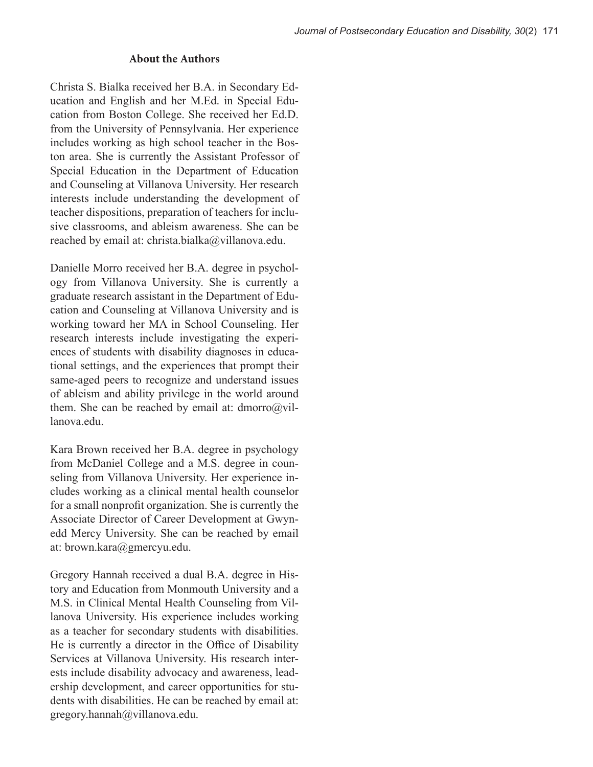## About the Authors

Christa S. Bialka received her B.A. in Secondary Education and English and her M.Ed. in Special Education from Boston College. She received her Ed.D. from the University of Pennsylvania. Her experience includes working as high school teacher in the Boston area. She is currently the Assistant Professor of Special Education in the Department of Education and Counseling at Villanova University. Her research interests include understanding the development of teacher dispositions, preparation of teachers for inclusive classrooms, and ableism awareness. She can be reached by email at: christa.bialka@villanova.edu.

Danielle Morro received her B.A. degree in psychology from Villanova University. She is currently a graduate research assistant in the Department of Education and Counseling at Villanova University and is working toward her MA in School Counseling. Her research interests include investigating the experiences of students with disability diagnoses in educational settings, and the experiences that prompt their same-aged peers to recognize and understand issues of ableism and ability privilege in the world around them. She can be reached by email at: dmorro@villanova.edu.

Kara Brown received her B.A. degree in psychology from McDaniel College and a M.S. degree in counseling from Villanova University. Her experience includes working as a clinical mental health counselor for a small nonprofit organization. She is currently the Associate Director of Career Development at Gwynedd Mercy University. She can be reached by email at: brown.kara@gmercyu.edu.

Gregory Hannah received a dual B.A. degree in History and Education from Monmouth University and a M.S. in Clinical Mental Health Counseling from Villanova University. His experience includes working as a teacher for secondary students with disabilities. He is currently a director in the Office of Disability Services at Villanova University. His research interests include disability advocacy and awareness, leadership development, and career opportunities for students with disabilities. He can be reached by email at: gregory.hannah@villanova.edu.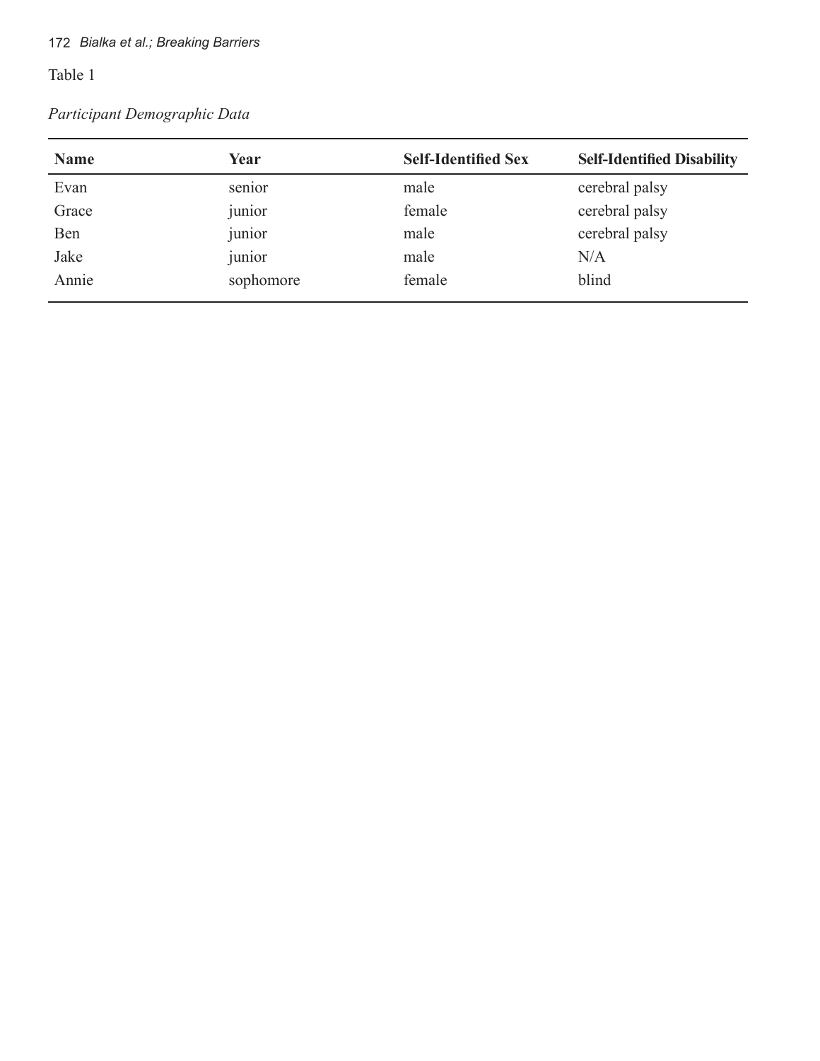Table 1

*Participant Demographic Data*

| Name | Year | Self-Identified Sex | Self-Identified Disability |
|---|---|---|---|
| Evan | senior | male | cerebral palsy |
| Grace | junior | female | cerebral palsy |
| Ben | junior | male | cerebral palsy |
| Jake | junior | male | N/A |
| Annie | sophomore | female | blind |